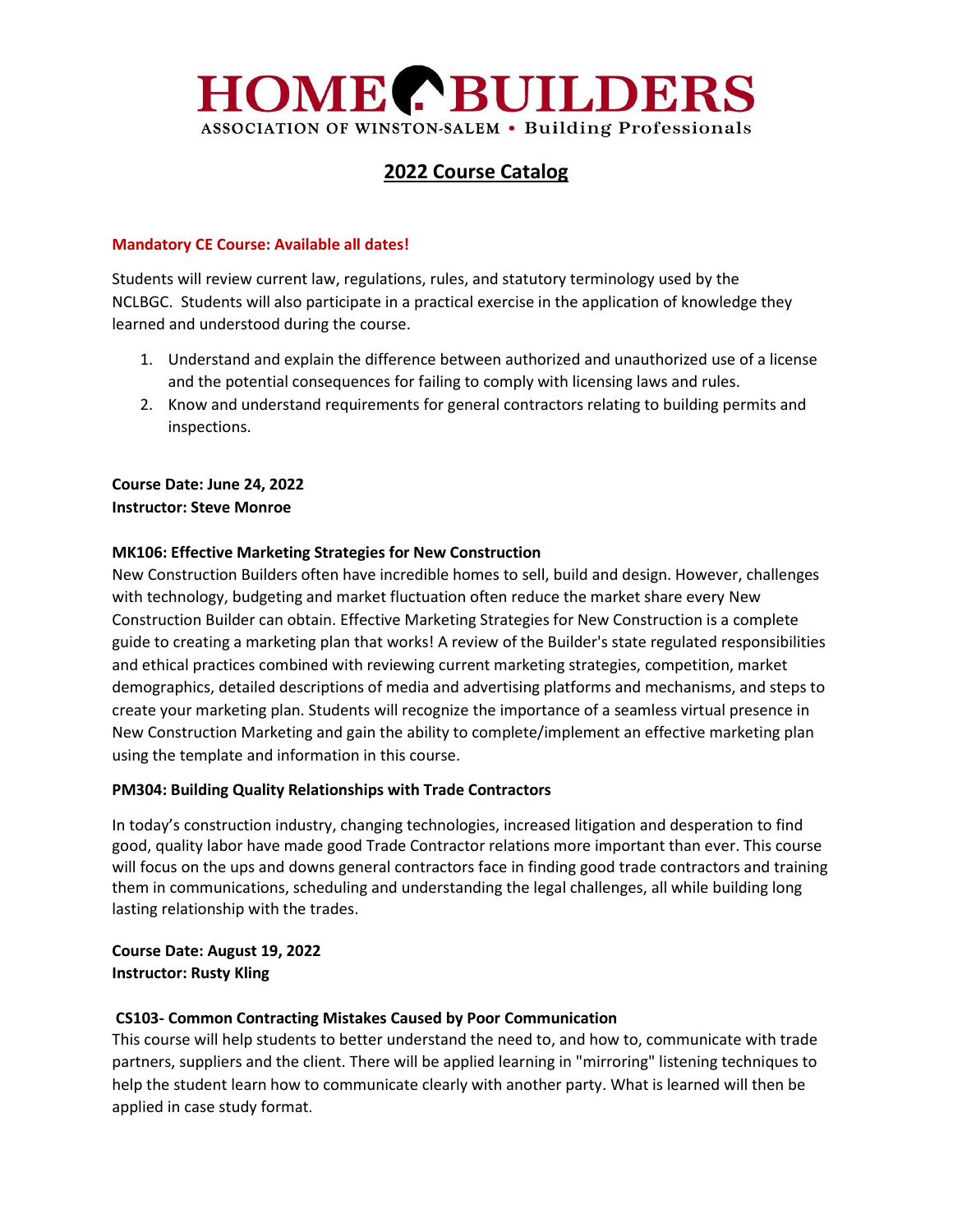# HOME BUILDERS

ASSOCIATION OF WINSTON-SALEM • Building Professionals

## 2022 Course Catalog

**Mandatory CE Course: Available all dates!**

Students will review current law, regulations, rules, and statutory terminology used by the NCLBGC. Students will also participate in a practical exercise in the application of knowledge they learned and understood during the course.

1. Understand and explain the difference between authorized and unauthorized use of a license and the potential consequences for failing to comply with licensing laws and rules.
2. Know and understand requirements for general contractors relating to building permits and inspections.

**Course Date: June 24, 2022**
**Instructor: Steve Monroe**

**MK106: Effective Marketing Strategies for New Construction**

New Construction Builders often have incredible homes to sell, build and design. However, challenges with technology, budgeting and market fluctuation often reduce the market share every New Construction Builder can obtain. Effective Marketing Strategies for New Construction is a complete guide to creating a marketing plan that works! A review of the Builder's state regulated responsibilities and ethical practices combined with reviewing current marketing strategies, competition, market demographics, detailed descriptions of media and advertising platforms and mechanisms, and steps to create your marketing plan. Students will recognize the importance of a seamless virtual presence in New Construction Marketing and gain the ability to complete/implement an effective marketing plan using the template and information in this course.

**PM304: Building Quality Relationships with Trade Contractors**

In today's construction industry, changing technologies, increased litigation and desperation to find good, quality labor have made good Trade Contractor relations more important than ever. This course will focus on the ups and downs general contractors face in finding good trade contractors and training them in communications, scheduling and understanding the legal challenges, all while building long lasting relationship with the trades.

**Course Date: August 19, 2022**
**Instructor: Rusty Kling**

**CS103- Common Contracting Mistakes Caused by Poor Communication**

This course will help students to better understand the need to, and how to, communicate with trade partners, suppliers and the client. There will be applied learning in "mirroring" listening techniques to help the student learn how to communicate clearly with another party. What is learned will then be applied in case study format.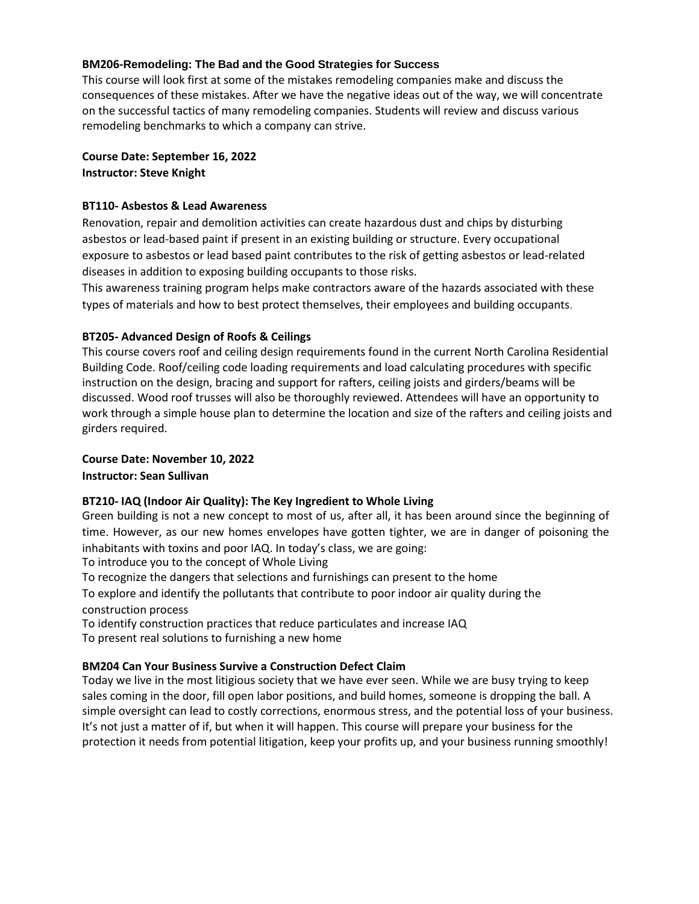### BM206-Remodeling: The Bad and the Good Strategies for Success

This course will look first at some of the mistakes remodeling companies make and discuss the consequences of these mistakes. After we have the negative ideas out of the way, we will concentrate on the successful tactics of many remodeling companies. Students will review and discuss various remodeling benchmarks to which a company can strive.

**Course Date: September 16, 2022**
**Instructor: Steve Knight**

### BT110- Asbestos & Lead Awareness

Renovation, repair and demolition activities can create hazardous dust and chips by disturbing asbestos or lead-based paint if present in an existing building or structure. Every occupational exposure to asbestos or lead based paint contributes to the risk of getting asbestos or lead-related diseases in addition to exposing building occupants to those risks.

This awareness training program helps make contractors aware of the hazards associated with these types of materials and how to best protect themselves, their employees and building occupants.

### BT205- Advanced Design of Roofs & Ceilings

This course covers roof and ceiling design requirements found in the current North Carolina Residential Building Code. Roof/ceiling code loading requirements and load calculating procedures with specific instruction on the design, bracing and support for rafters, ceiling joists and girders/beams will be discussed. Wood roof trusses will also be thoroughly reviewed. Attendees will have an opportunity to work through a simple house plan to determine the location and size of the rafters and ceiling joists and girders required.

**Course Date: November 10, 2022**
**Instructor: Sean Sullivan**

### BT210- IAQ (Indoor Air Quality): The Key Ingredient to Whole Living

Green building is not a new concept to most of us, after all, it has been around since the beginning of time. However, as our new homes envelopes have gotten tighter, we are in danger of poisoning the inhabitants with toxins and poor IAQ. In today's class, we are going:

To introduce you to the concept of Whole Living
To recognize the dangers that selections and furnishings can present to the home
To explore and identify the pollutants that contribute to poor indoor air quality during the construction process
To identify construction practices that reduce particulates and increase IAQ
To present real solutions to furnishing a new home

### BM204 Can Your Business Survive a Construction Defect Claim

Today we live in the most litigious society that we have ever seen. While we are busy trying to keep sales coming in the door, fill open labor positions, and build homes, someone is dropping the ball. A simple oversight can lead to costly corrections, enormous stress, and the potential loss of your business. It's not just a matter of if, but when it will happen. This course will prepare your business for the protection it needs from potential litigation, keep your profits up, and your business running smoothly!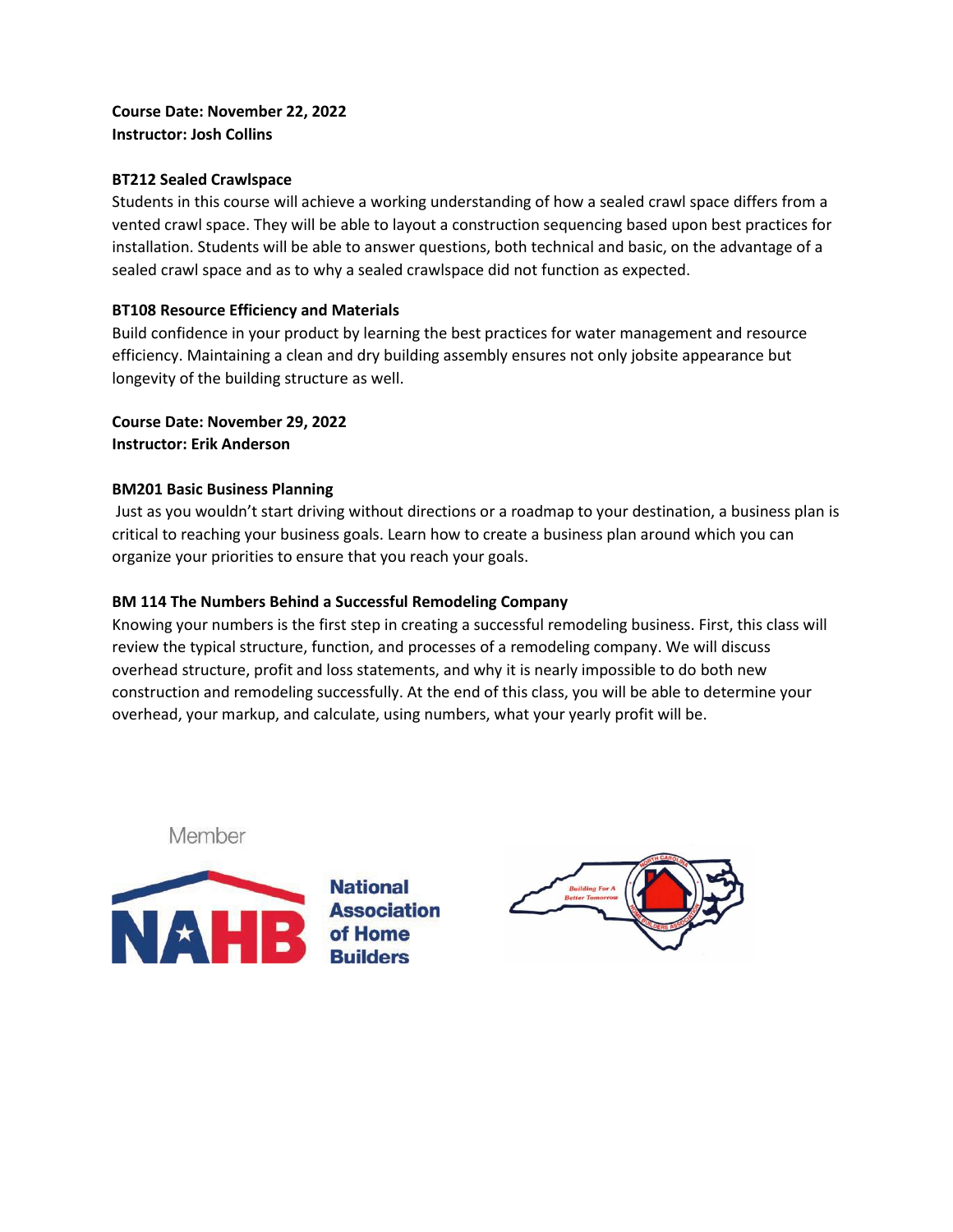**Course Date: November 22, 2022**
**Instructor: Josh Collins**

**BT212 Sealed Crawlspace**

Students in this course will achieve a working understanding of how a sealed crawl space differs from a vented crawl space. They will be able to layout a construction sequencing based upon best practices for installation. Students will be able to answer questions, both technical and basic, on the advantage of a sealed crawl space and as to why a sealed crawlspace did not function as expected.

**BT108 Resource Efficiency and Materials**

Build confidence in your product by learning the best practices for water management and resource efficiency. Maintaining a clean and dry building assembly ensures not only jobsite appearance but longevity of the building structure as well.

**Course Date: November 29, 2022**
**Instructor: Erik Anderson**

**BM201 Basic Business Planning**

Just as you wouldn't start driving without directions or a roadmap to your destination, a business plan is critical to reaching your business goals. Learn how to create a business plan around which you can organize your priorities to ensure that you reach your goals.

**BM 114 The Numbers Behind a Successful Remodeling Company**

Knowing your numbers is the first step in creating a successful remodeling business. First, this class will review the typical structure, function, and processes of a remodeling company. We will discuss overhead structure, profit and loss statements, and why it is nearly impossible to do both new construction and remodeling successfully. At the end of this class, you will be able to determine your overhead, your markup, and calculate, using numbers, what your yearly profit will be.

Member

NAHB National Association of Home Builders

Building For A Better Tomorrow
NORTH CAROLINA HOME BUILDERS ASSOCIATION